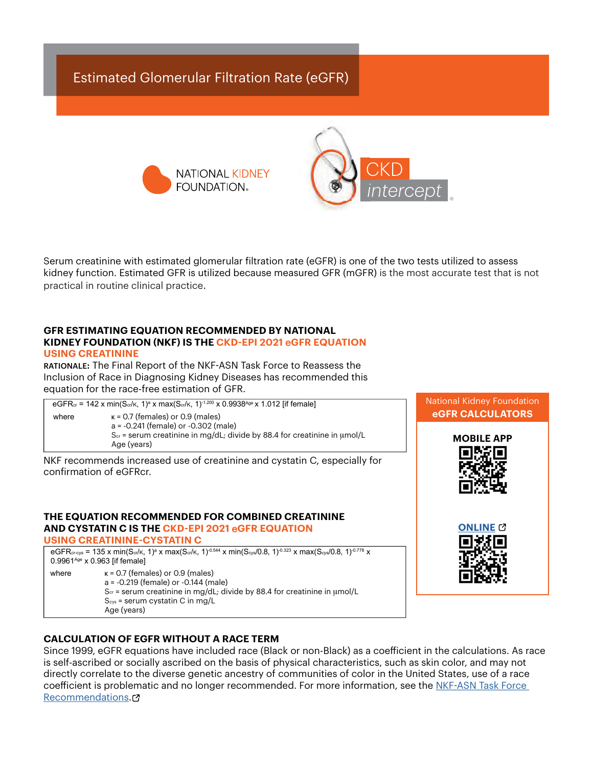# Estimated Glomerular Filtration Rate (eGFR)

NATIONAL KIDNEY FOUNDATION.

CKD *intercept*®

Serum creatinine with estimated glomerular filtration rate (eGFR) is one of the two tests utilized to assess kidney function. Estimated GFR is utilized because measured GFR (mGFR) is the most accurate test that is not practical in routine clinical practice.

### GFR ESTIMATING EQUATION RECOMMENDED BY NATIONAL KIDNEY FOUNDATION (NKF) IS THE CKD-EPI 2021 eGFR EQUATION USING CREATININE

**RATIONALE:** The Final Report of the NKF-ASN Task Force to Reassess the Inclusion of Race in Diagnosing Kidney Diseases has recommended this equation for the race-free estimation of GFR.

$$eGFR_{cr} = 142 \times \min(S_{cr}/\kappa, 1)^{a} \times \max(S_{cr}/\kappa, 1)^{-1.200} \times 0.9938^{Age} \times 1.012 \text{ [if female]}$$

where
- $\kappa$ = 0.7 (females) or 0.9 (males)
- a = -0.241 (female) or -0.302 (male)
- $S_{cr}$ = serum creatinine in mg/dL; divide by 88.4 for creatinine in µmol/L
- Age (years)

NKF recommends increased use of creatinine and cystatin C, especially for confirmation of eGFRcr.

### THE EQUATION RECOMMENDED FOR COMBINED CREATININE AND CYSTATIN C IS THE CKD-EPI 2021 eGFR EQUATION USING CREATININE-CYSTATIN C

$$eGFR_{cr\text{-}cys} = 135 \times \min(S_{cr}/\kappa, 1)^{a} \times \max(S_{cr}/\kappa, 1)^{-0.544} \times \min(S_{cys}/0.8, 1)^{-0.323} \times \max(S_{cys}/0.8, 1)^{-0.778} \times 0.9961^{Age} \times 0.963 \text{ [if female]}$$

where
- $\kappa$ = 0.7 (females) or 0.9 (males)
- a = -0.219 (female) or -0.144 (male)
- $S_{cr}$ = serum creatinine in mg/dL; divide by 88.4 for creatinine in µmol/L
- $S_{cys}$ = serum cystatin C in mg/L
- Age (years)

**National Kidney Foundation eGFR CALCULATORS**

**MOBILE APP**

**ONLINE**

### CALCULATION OF EGFR WITHOUT A RACE TERM

Since 1999, eGFR equations have included race (Black or non-Black) as a coefficient in the calculations. As race is self-ascribed or socially ascribed on the basis of physical characteristics, such as skin color, and may not directly correlate to the diverse genetic ancestry of communities of color in the United States, use of a race coefficient is problematic and no longer recommended. For more information, see the NKF-ASN Task Force Recommendations.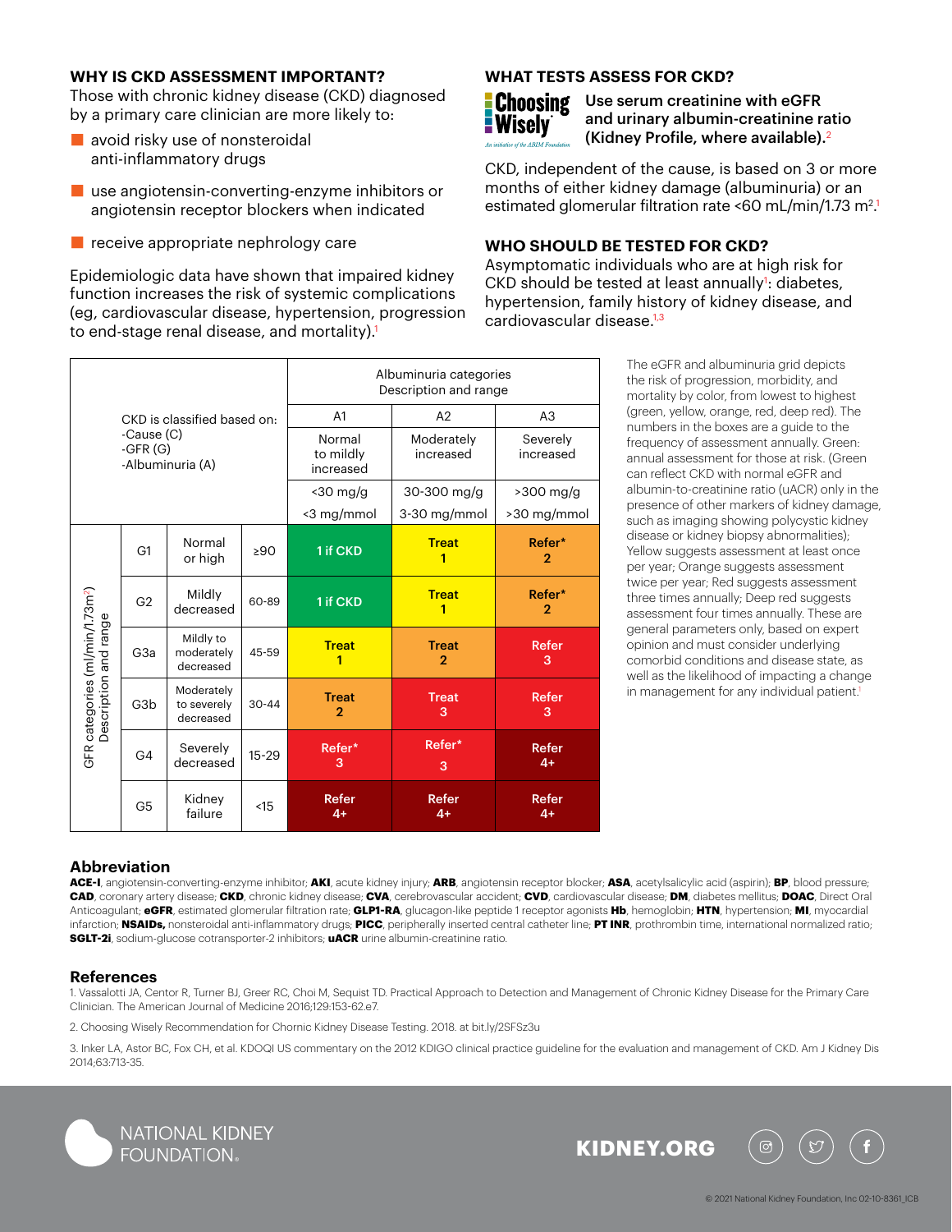## WHY IS CKD ASSESSMENT IMPORTANT?

Those with chronic kidney disease (CKD) diagnosed by a primary care clinician are more likely to:

- avoid risky use of nonsteroidal anti-inflammatory drugs
- use angiotensin-converting-enzyme inhibitors or angiotensin receptor blockers when indicated
- receive appropriate nephrology care

Epidemiologic data have shown that impaired kidney function increases the risk of systemic complications (eg, cardiovascular disease, hypertension, progression to end-stage renal disease, and mortality).[1]

## WHAT TESTS ASSESS FOR CKD?

Choosing Wisely — An initiative of the ABIM Foundation

**Use serum creatinine with eGFR and urinary albumin-creatinine ratio (Kidney Profile, where available).**[2]

CKD, independent of the cause, is based on 3 or more months of either kidney damage (albuminuria) or an estimated glomerular filtration rate <60 mL/min/1.73 m$^2$.[1]

## WHO SHOULD BE TESTED FOR CKD?

Asymptomatic individuals who are at high risk for CKD should be tested at least annually[1]: diabetes, hypertension, family history of kidney disease, and cardiovascular disease.[1,3]

| CKD is classified based on: -Cause (C) -GFR (G) -Albuminuria (A) | | | | Albuminuria categories Description and range | | |
|---|---|---|---|---|---|---|
| | | | | A1 | A2 | A3 |
| | | | | Normal to mildly increased | Moderately increased | Severely increased |
| | | | | <30 mg/g <3 mg/mmol | 30-300 mg/g 3-30 mg/mmol | >300 mg/g >30 mg/mmol |
| GFR categories (ml/min/1.73m$^2$) Description and range | G1 | Normal or high | ≥90 | 1 if CKD | Treat 1 | Refer* 2 |
| | G2 | Mildly decreased | 60-89 | 1 if CKD | Treat 1 | Refer* 2 |
| | G3a | Mildly to moderately decreased | 45-59 | Treat 1 | Treat 2 | Refer 3 |
| | G3b | Moderately to severely decreased | 30-44 | Treat 2 | Treat 3 | Refer 3 |
| | G4 | Severely decreased | 15-29 | Refer* 3 | Refer* 3 | Refer 4+ |
| | G5 | Kidney failure | <15 | Refer 4+ | Refer 4+ | Refer 4+ |

The eGFR and albuminuria grid depicts the risk of progression, morbidity, and mortality by color, from lowest to highest (green, yellow, orange, red, deep red). The numbers in the boxes are a guide to the frequency of assessment annually. Green: annual assessment for those at risk. (Green can reflect CKD with normal eGFR and albumin-to-creatinine ratio (uACR) only in the presence of other markers of kidney damage, such as imaging showing polycystic kidney disease or kidney biopsy abnormalities); Yellow suggests assessment at least once per year; Orange suggests assessment twice per year; Red suggests assessment three times annually; Deep red suggests assessment four times annually. These are general parameters only, based on expert opinion and must consider underlying comorbid conditions and disease state, as well as the likelihood of impacting a change in management for any individual patient.[1]

## Abbreviation

**ACE-I**, angiotensin-converting-enzyme inhibitor; **AKI**, acute kidney injury; **ARB**, angiotensin receptor blocker; **ASA**, acetylsalicylic acid (aspirin); **BP**, blood pressure; **CAD**, coronary artery disease; **CKD**, chronic kidney disease; **CVA**, cerebrovascular accident; **CVD**, cardiovascular disease; **DM**, diabetes mellitus; **DOAC**, Direct Oral Anticoagulant; **eGFR**, estimated glomerular filtration rate; **GLP1-RA**, glucagon-like peptide 1 receptor agonists **Hb**, hemoglobin; **HTN**, hypertension; **MI**, myocardial infarction; **NSAIDs,** nonsteroidal anti-inflammatory drugs; **PICC**, peripherally inserted central catheter line; **PT INR**, prothrombin time, international normalized ratio; **SGLT-2i**, sodium-glucose cotransporter-2 inhibitors; **uACR** urine albumin-creatinine ratio.

## References

1. Vassalotti JA, Centor R, Turner BJ, Greer RC, Choi M, Sequist TD. Practical Approach to Detection and Management of Chronic Kidney Disease for the Primary Care Clinician. The American Journal of Medicine 2016;129:153-62.e7.

2. Choosing Wisely Recommendation for Chornic Kidney Disease Testing. 2018. at bit.ly/2SFSz3u

3. Inker LA, Astor BC, Fox CH, et al. KDOQI US commentary on the 2012 KDIGO clinical practice guideline for the evaluation and management of CKD. Am J Kidney Dis 2014;63:713-35.

NATIONAL KIDNEY FOUNDATION.

KIDNEY.ORG

© 2021 National Kidney Foundation, Inc 02-10-8361_ICB